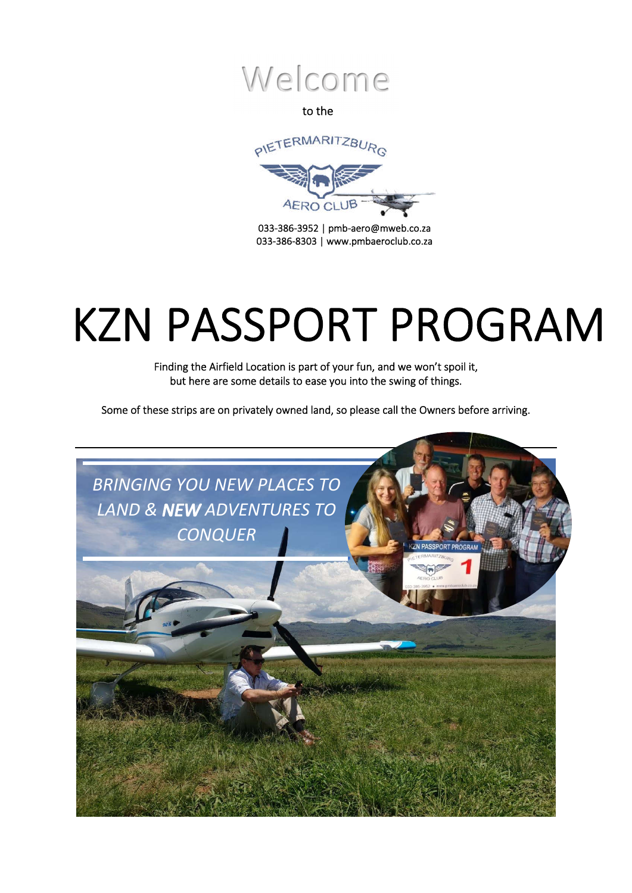Welcome

to the

PIETERMARITZBURG AERO CLUB

033-386-3952 | pmb-aero@mweb.co.za
033-386-8303 | www.pmbaeroclub.co.za

# KZN PASSPORT PROGRAM

Finding the Airfield Location is part of your fun, and we won't spoil it, but here are some details to ease you into the swing of things.

Some of these strips are on privately owned land, so please call the Owners before arriving.

*BRINGING YOU NEW PLACES TO LAND & **NEW** ADVENTURES TO CONQUER*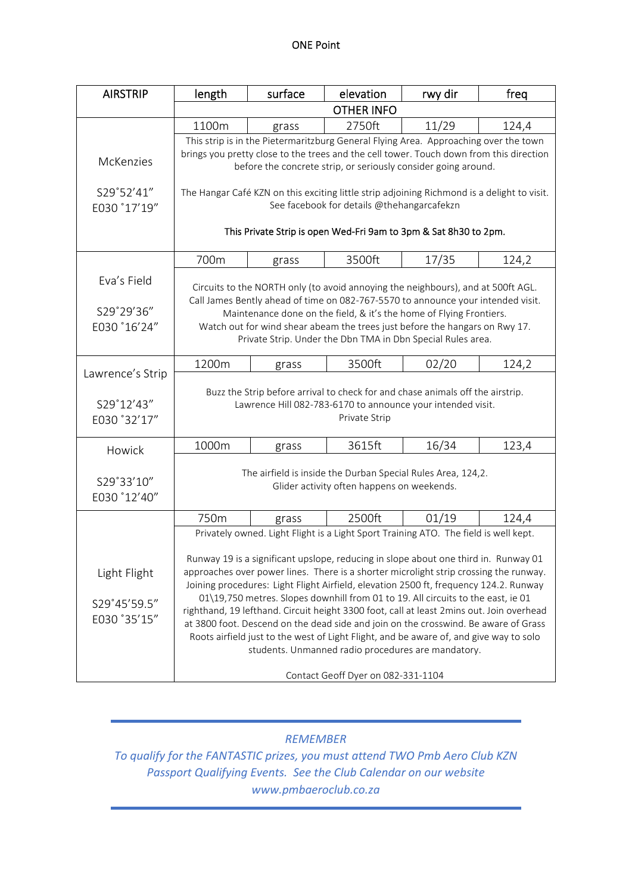ONE Point

| AIRSTRIP | length | surface | elevation | rwy dir | freq |
|---|---|---|---|---|---|
| | OTHER INFO | | | | |
| McKenzies<br><br>S29˚52'41"<br>E030 ˚17'19" | 1100m | grass | 2750ft | 11/29 | 124,4 |
| | This strip is in the Pietermaritzburg General Flying Area. Approaching over the town brings you pretty close to the trees and the cell tower. Touch down from this direction before the concrete strip, or seriously consider going around.<br><br>The Hangar Café KZN on this exciting little strip adjoining Richmond is a delight to visit. See facebook for details @thehangarcafekzn<br><br>This Private Strip is open Wed-Fri 9am to 3pm & Sat 8h30 to 2pm. | | | | |
| Eva's Field<br><br>S29˚29'36"<br>E030 ˚16'24" | 700m | grass | 3500ft | 17/35 | 124,2 |
| | Circuits to the NORTH only (to avoid annoying the neighbours), and at 500ft AGL. Call James Bently ahead of time on 082-767-5570 to announce your intended visit. Maintenance done on the field, & it's the home of Flying Frontiers. Watch out for wind shear abeam the trees just before the hangars on Rwy 17. Private Strip. Under the Dbn TMA in Dbn Special Rules area. | | | | |
| Lawrence's Strip<br><br>S29˚12'43"<br>E030 ˚32'17" | 1200m | grass | 3500ft | 02/20 | 124,2 |
| | Buzz the Strip before arrival to check for and chase animals off the airstrip. Lawrence Hill 082-783-6170 to announce your intended visit. Private Strip | | | | |
| Howick<br><br>S29˚33'10"<br>E030 ˚12'40" | 1000m | grass | 3615ft | 16/34 | 123,4 |
| | The airfield is inside the Durban Special Rules Area, 124,2. Glider activity often happens on weekends. | | | | |
| Light Flight<br><br>S29˚45'59.5"<br>E030 ˚35'15" | 750m | grass | 2500ft | 01/19 | 124,4 |
| | Privately owned. Light Flight is a Light Sport Training ATO. The field is well kept.<br><br>Runway 19 is a significant upslope, reducing in slope about one third in. Runway 01 approaches over power lines. There is a shorter microlight strip crossing the runway. Joining procedures: Light Flight Airfield, elevation 2500 ft, frequency 124.2. Runway 01\19,750 metres. Slopes downhill from 01 to 19. All circuits to the east, ie 01 righthand, 19 lefthand. Circuit height 3300 foot, call at least 2mins out. Join overhead at 3800 foot. Descend on the dead side and join on the crosswind. Be aware of Grass Roots airfield just to the west of Light Flight, and be aware of, and give way to solo students. Unmanned radio procedures are mandatory.<br><br>Contact Geoff Dyer on 082-331-1104 | | | | |

---

*REMEMBER*

*To qualify for the FANTASTIC prizes, you must attend TWO Pmb Aero Club KZN Passport Qualifying Events. See the Club Calendar on our website www.pmbaeroclub.co.za*

---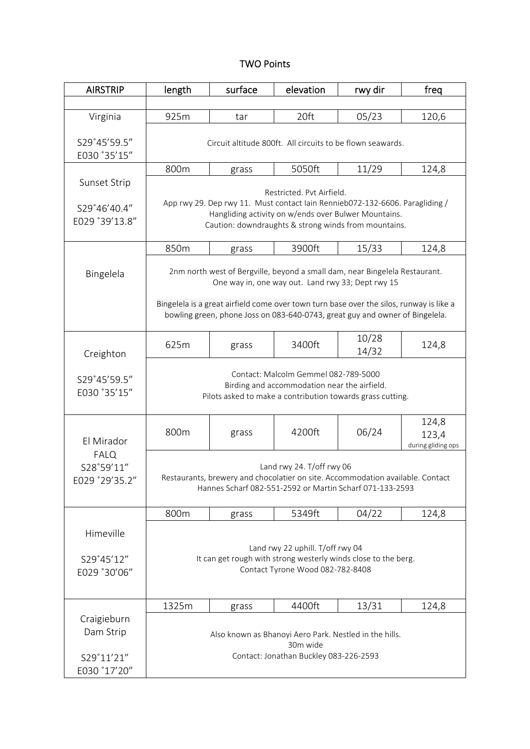# TWO Points

| AIRSTRIP | length | surface | elevation | rwy dir | freq |
|---|---|---|---|---|---|
| | | | | | |
| Virginia<br><br>S29˚45'59.5"<br>E030 ˚35'15" | 925m | tar | 20ft | 05/23 | 120,6 |
| | Circuit altitude 800ft. All circuits to be flown seawards. | | | | |
| Sunset Strip<br><br>S29˚46'40.4"<br>E029 ˚39'13.8" | 800m | grass | 5050ft | 11/29 | 124,8 |
| | Restricted. Pvt Airfield.<br>App rwy 29. Dep rwy 11. Must contact Iain Rennieb072-132-6606. Paragliding / Hangliding activity on w/ends over Bulwer Mountains.<br>Caution: downdraughts & strong winds from mountains. | | | | |
| Bingelela | 850m | grass | 3900ft | 15/33 | 124,8 |
| | 2nm north west of Bergville, beyond a small dam, near Bingelela Restaurant.<br>One way in, one way out. Land rwy 33; Dept rwy 15<br><br>Bingelela is a great airfield come over town turn base over the silos, runway is like a bowling green, phone Joss on 083-640-0743, great guy and owner of Bingelela. | | | | |
| Creighton<br><br>S29˚45'59.5"<br>E030 ˚35'15" | 625m | grass | 3400ft | 10/28<br>14/32 | 124,8 |
| | Contact: Malcolm Gemmel 082-789-5000<br>Birding and accommodation near the airfield.<br>Pilots asked to make a contribution towards grass cutting. | | | | |
| El Mirador<br>FALQ<br>S28˚59'11"<br>E029 ˚29'35.2" | 800m | grass | 4200ft | 06/24 | 124,8<br>123,4<br>during gliding ops |
| | Land rwy 24. T/off rwy 06<br>Restaurants, brewery and chocolatier on site. Accommodation available. Contact Hannes Scharf 082-551-2592 or Martin Scharf 071-133-2593 | | | | |
| Himeville<br><br>S29˚45'12"<br>E029 ˚30'06" | 800m | grass | 5349ft | 04/22 | 124,8 |
| | Land rwy 22 uphill. T/off rwy 04<br>It can get rough with strong westerly winds close to the berg.<br>Contact Tyrone Wood 082-782-8408 | | | | |
| Craigieburn<br>Dam Strip<br><br>S29˚11'21"<br>E030 ˚17'20" | 1325m | grass | 4400ft | 13/31 | 124,8 |
| | Also known as Bhanoyi Aero Park. Nestled in the hills.<br>30m wide<br>Contact: Jonathan Buckley 083-226-2593 | | | | |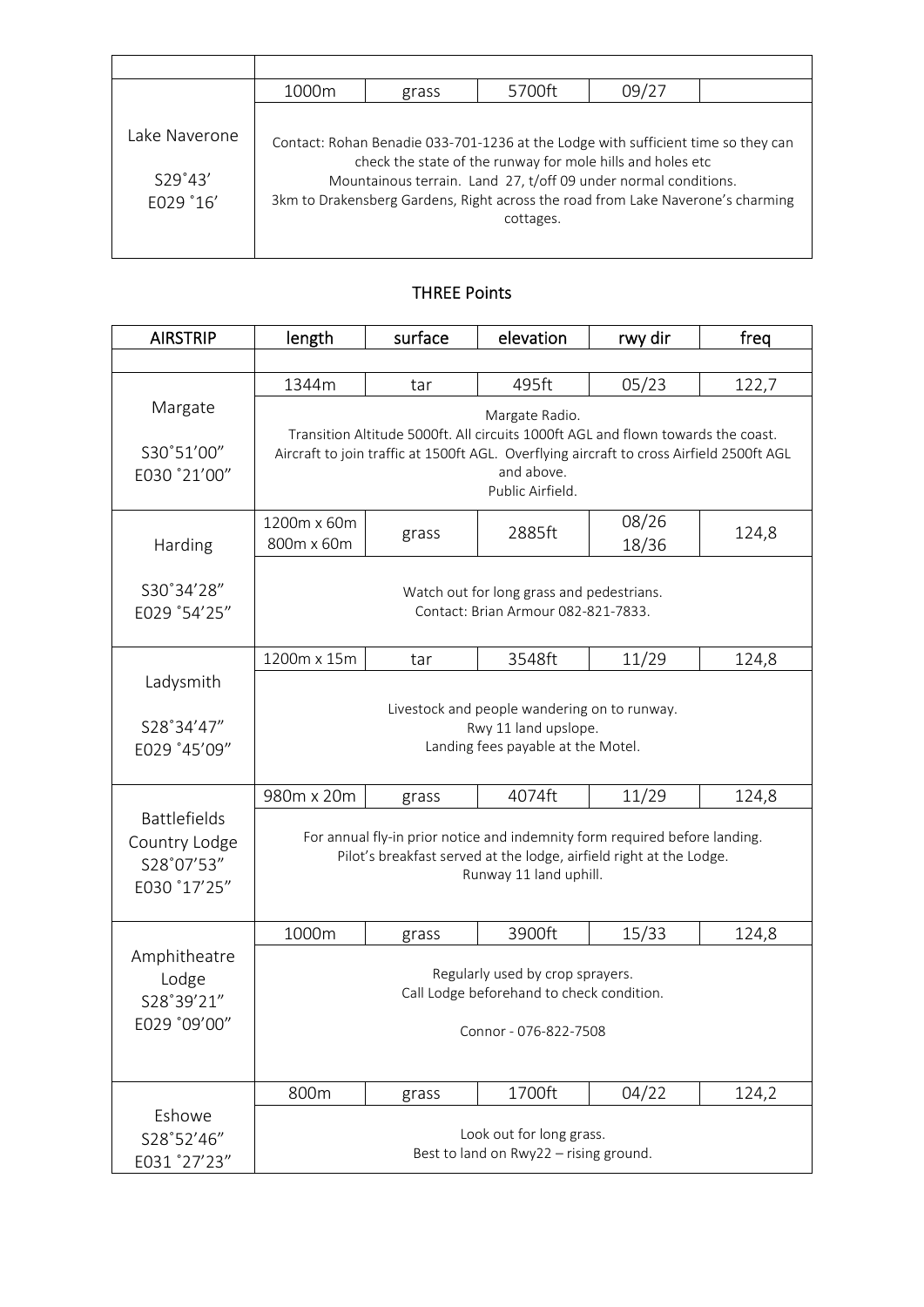| | | | | | |
|---|---|---|---|---|---|
| | | | | | |
| Lake Naverone<br>S29˚43’<br>E029 ˚16’ | 1000m | grass | 5700ft | 09/27 | |
| | Contact: Rohan Benadie 033-701-1236 at the Lodge with sufficient time so they can check the state of the runway for mole hills and holes etc<br>Mountainous terrain. Land 27, t/off 09 under normal conditions.<br>3km to Drakensberg Gardens, Right across the road from Lake Naverone’s charming cottages. | | | | |

## THREE Points

| AIRSTRIP | length | surface | elevation | rwy dir | freq |
|---|---|---|---|---|---|
| | | | | | |
| Margate<br>S30˚51’00”<br>E030 ˚21’00” | 1344m | tar | 495ft | 05/23 | 122,7 |
| | Margate Radio.<br>Transition Altitude 5000ft. All circuits 1000ft AGL and flown towards the coast.<br>Aircraft to join traffic at 1500ft AGL. Overflying aircraft to cross Airfield 2500ft AGL and above.<br>Public Airfield. | | | | |
| Harding<br>S30˚34’28”<br>E029 ˚54’25” | 1200m x 60m<br>800m x 60m | grass | 2885ft | 08/26<br>18/36 | 124,8 |
| | Watch out for long grass and pedestrians.<br>Contact: Brian Armour 082-821-7833. | | | | |
| Ladysmith<br>S28˚34’47”<br>E029 ˚45’09” | 1200m x 15m | tar | 3548ft | 11/29 | 124,8 |
| | Livestock and people wandering on to runway.<br>Rwy 11 land upslope.<br>Landing fees payable at the Motel. | | | | |
| Battlefields Country Lodge<br>S28˚07’53”<br>E030 ˚17’25” | 980m x 20m | grass | 4074ft | 11/29 | 124,8 |
| | For annual fly-in prior notice and indemnity form required before landing.<br>Pilot’s breakfast served at the lodge, airfield right at the Lodge.<br>Runway 11 land uphill. | | | | |
| Amphitheatre Lodge<br>S28˚39’21”<br>E029 ˚09’00” | 1000m | grass | 3900ft | 15/33 | 124,8 |
| | Regularly used by crop sprayers.<br>Call Lodge beforehand to check condition.<br><br>Connor - 076-822-7508 | | | | |
| Eshowe<br>S28˚52’46”<br>E031 ˚27’23” | 800m | grass | 1700ft | 04/22 | 124,2 |
| | Look out for long grass.<br>Best to land on Rwy22 – rising ground. | | | | |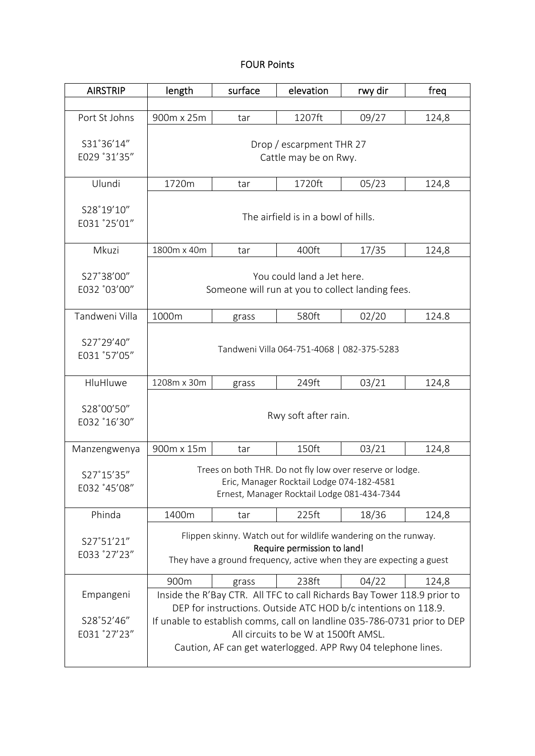FOUR Points

| AIRSTRIP | length | surface | elevation | rwy dir | freq |
|---|---|---|---|---|---|
| | | | | | |
| Port St Johns | 900m x 25m | tar | 1207ft | 09/27 | 124,8 |
| S31˚36'14" E029 ˚31'35" | Drop / escarpment THR 27<br>Cattle may be on Rwy. | | | | |
| Ulundi | 1720m | tar | 1720ft | 05/23 | 124,8 |
| S28˚19'10" E031 ˚25'01" | The airfield is in a bowl of hills. | | | | |
| Mkuzi | 1800m x 40m | tar | 400ft | 17/35 | 124,8 |
| S27˚38'00" E032 ˚03'00" | You could land a Jet here.<br>Someone will run at you to collect landing fees. | | | | |
| Tandweni Villa | 1000m | grass | 580ft | 02/20 | 124.8 |
| S27˚29'40" E031 ˚57'05" | Tandweni Villa 064-751-4068 \| 082-375-5283 | | | | |
| HluHluwe | 1208m x 30m | grass | 249ft | 03/21 | 124,8 |
| S28˚00'50" E032 ˚16'30" | Rwy soft after rain. | | | | |
| Manzengwenya | 900m x 15m | tar | 150ft | 03/21 | 124,8 |
| S27˚15'35" E032 ˚45'08" | Trees on both THR. Do not fly low over reserve or lodge.<br>Eric, Manager Rocktail Lodge 074-182-4581<br>Ernest, Manager Rocktail Lodge 081-434-7344 | | | | |
| Phinda | 1400m | tar | 225ft | 18/36 | 124,8 |
| S27˚51'21" E033 ˚27'23" | Flippen skinny. Watch out for wildlife wandering on the runway.<br>Require permission to land!<br>They have a ground frequency, active when they are expecting a guest | | | | |
| Empangeni<br><br>S28˚52'46" E031 ˚27'23" | 900m | grass | 238ft | 04/22 | 124,8 |
| | Inside the R'Bay CTR. All TFC to call Richards Bay Tower 118.9 prior to DEP for instructions. Outside ATC HOD b/c intentions on 118.9.<br>If unable to establish comms, call on landline 035-786-0731 prior to DEP<br>All circuits to be W at 1500ft AMSL.<br>Caution, AF can get waterlogged. APP Rwy 04 telephone lines. | | | | |